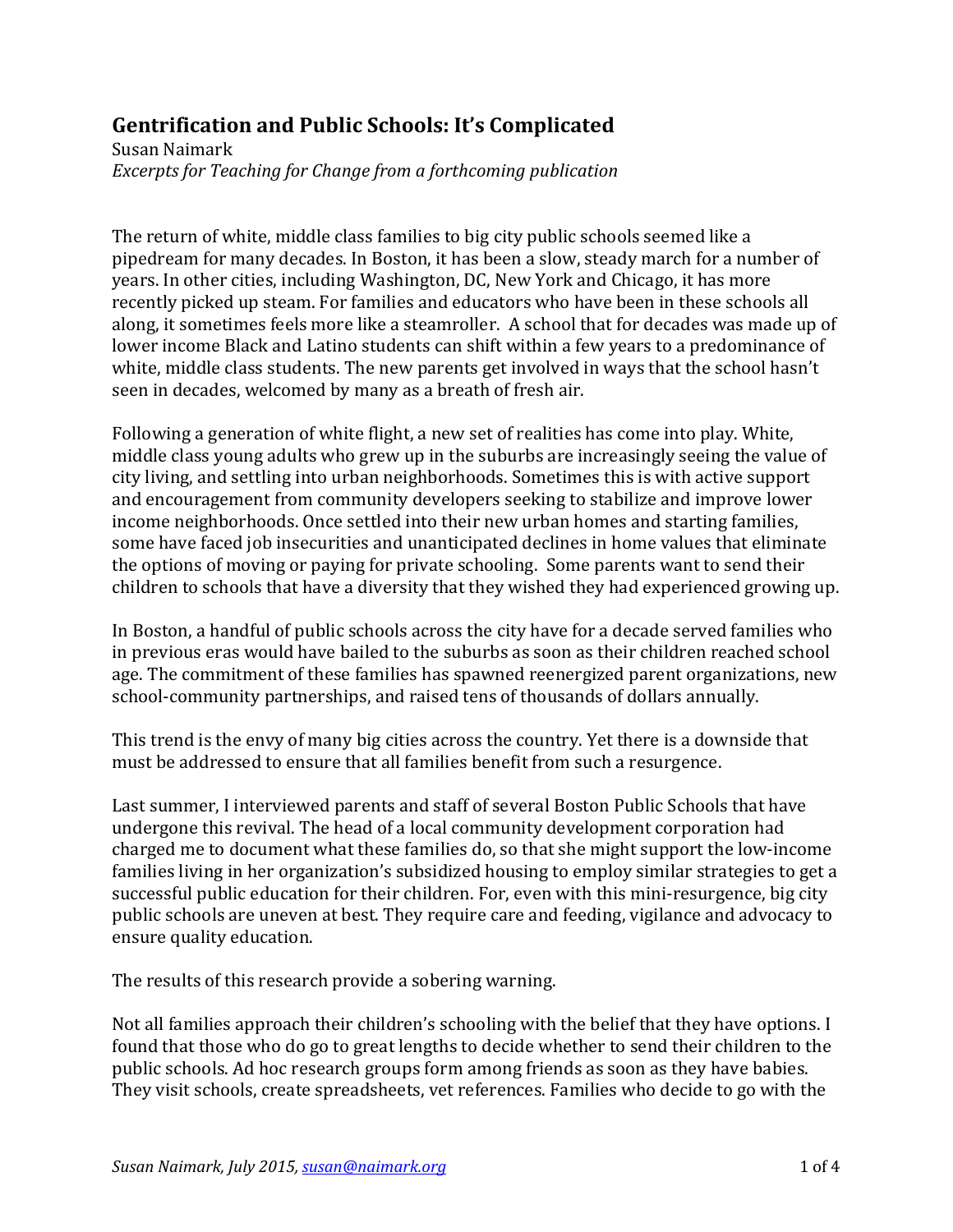# Gentrification and Public Schools: It's Complicated

Susan Naimark

*Excerpts for Teaching for Change from a forthcoming publication*

The return of white, middle class families to big city public schools seemed like a pipedream for many decades. In Boston, it has been a slow, steady march for a number of years. In other cities, including Washington, DC, New York and Chicago, it has more recently picked up steam. For families and educators who have been in these schools all along, it sometimes feels more like a steamroller. A school that for decades was made up of lower income Black and Latino students can shift within a few years to a predominance of white, middle class students. The new parents get involved in ways that the school hasn't seen in decades, welcomed by many as a breath of fresh air.

Following a generation of white flight, a new set of realities has come into play. White, middle class young adults who grew up in the suburbs are increasingly seeing the value of city living, and settling into urban neighborhoods. Sometimes this is with active support and encouragement from community developers seeking to stabilize and improve lower income neighborhoods. Once settled into their new urban homes and starting families, some have faced job insecurities and unanticipated declines in home values that eliminate the options of moving or paying for private schooling. Some parents want to send their children to schools that have a diversity that they wished they had experienced growing up.

In Boston, a handful of public schools across the city have for a decade served families who in previous eras would have bailed to the suburbs as soon as their children reached school age. The commitment of these families has spawned reenergized parent organizations, new school-community partnerships, and raised tens of thousands of dollars annually.

This trend is the envy of many big cities across the country. Yet there is a downside that must be addressed to ensure that all families benefit from such a resurgence.

Last summer, I interviewed parents and staff of several Boston Public Schools that have undergone this revival. The head of a local community development corporation had charged me to document what these families do, so that she might support the low-income families living in her organization's subsidized housing to employ similar strategies to get a successful public education for their children. For, even with this mini-resurgence, big city public schools are uneven at best. They require care and feeding, vigilance and advocacy to ensure quality education.

The results of this research provide a sobering warning.

Not all families approach their children's schooling with the belief that they have options. I found that those who do go to great lengths to decide whether to send their children to the public schools. Ad hoc research groups form among friends as soon as they have babies. They visit schools, create spreadsheets, vet references. Families who decide to go with the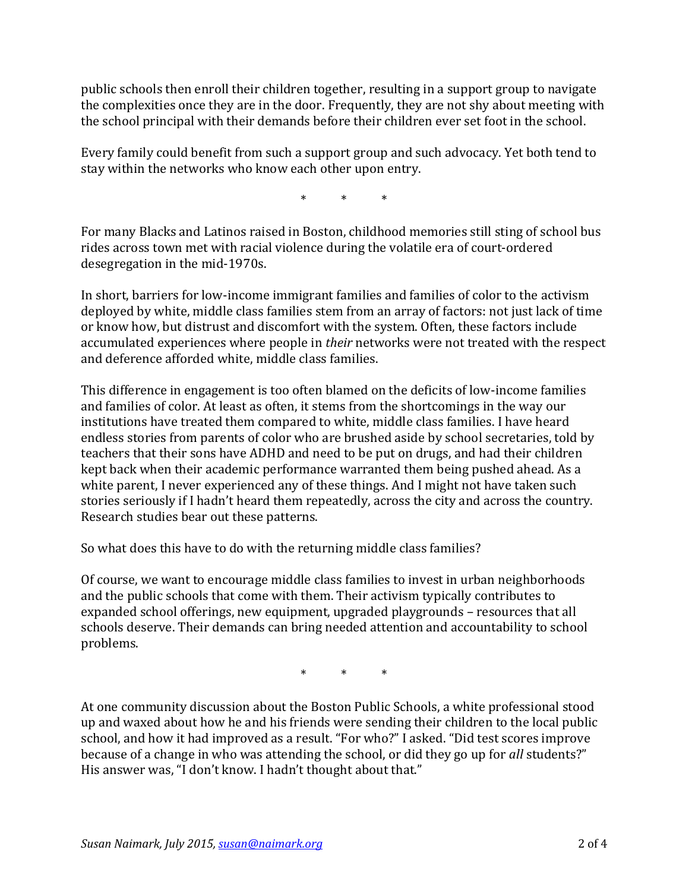public schools then enroll their children together, resulting in a support group to navigate the complexities once they are in the door. Frequently, they are not shy about meeting with the school principal with their demands before their children ever set foot in the school.

Every family could benefit from such a support group and such advocacy. Yet both tend to stay within the networks who know each other upon entry.

\* \* \*

For many Blacks and Latinos raised in Boston, childhood memories still sting of school bus rides across town met with racial violence during the volatile era of court-ordered desegregation in the mid-1970s.

In short, barriers for low-income immigrant families and families of color to the activism deployed by white, middle class families stem from an array of factors: not just lack of time or know how, but distrust and discomfort with the system. Often, these factors include accumulated experiences where people in *their* networks were not treated with the respect and deference afforded white, middle class families.

This difference in engagement is too often blamed on the deficits of low-income families and families of color. At least as often, it stems from the shortcomings in the way our institutions have treated them compared to white, middle class families. I have heard endless stories from parents of color who are brushed aside by school secretaries, told by teachers that their sons have ADHD and need to be put on drugs, and had their children kept back when their academic performance warranted them being pushed ahead. As a white parent, I never experienced any of these things. And I might not have taken such stories seriously if I hadn't heard them repeatedly, across the city and across the country. Research studies bear out these patterns.

So what does this have to do with the returning middle class families?

Of course, we want to encourage middle class families to invest in urban neighborhoods and the public schools that come with them. Their activism typically contributes to expanded school offerings, new equipment, upgraded playgrounds – resources that all schools deserve. Their demands can bring needed attention and accountability to school problems.

\* \* \*

At one community discussion about the Boston Public Schools, a white professional stood up and waxed about how he and his friends were sending their children to the local public school, and how it had improved as a result. "For who?" I asked. "Did test scores improve because of a change in who was attending the school, or did they go up for *all* students?" His answer was, "I don't know. I hadn't thought about that."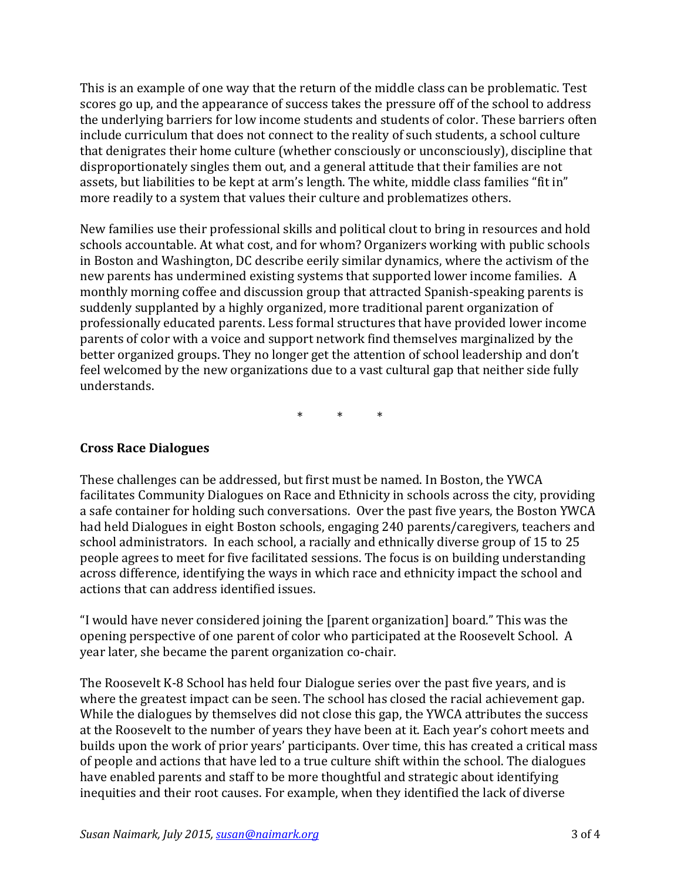This is an example of one way that the return of the middle class can be problematic. Test scores go up, and the appearance of success takes the pressure off of the school to address the underlying barriers for low income students and students of color. These barriers often include curriculum that does not connect to the reality of such students, a school culture that denigrates their home culture (whether consciously or unconsciously), discipline that disproportionately singles them out, and a general attitude that their families are not assets, but liabilities to be kept at arm's length. The white, middle class families "fit in" more readily to a system that values their culture and problematizes others.

New families use their professional skills and political clout to bring in resources and hold schools accountable. At what cost, and for whom? Organizers working with public schools in Boston and Washington, DC describe eerily similar dynamics, where the activism of the new parents has undermined existing systems that supported lower income families. A monthly morning coffee and discussion group that attracted Spanish-speaking parents is suddenly supplanted by a highly organized, more traditional parent organization of professionally educated parents. Less formal structures that have provided lower income parents of color with a voice and support network find themselves marginalized by the better organized groups. They no longer get the attention of school leadership and don't feel welcomed by the new organizations due to a vast cultural gap that neither side fully understands.

\* \* \*

**Cross Race Dialogues**

These challenges can be addressed, but first must be named. In Boston, the YWCA facilitates Community Dialogues on Race and Ethnicity in schools across the city, providing a safe container for holding such conversations. Over the past five years, the Boston YWCA had held Dialogues in eight Boston schools, engaging 240 parents/caregivers, teachers and school administrators. In each school, a racially and ethnically diverse group of 15 to 25 people agrees to meet for five facilitated sessions. The focus is on building understanding across difference, identifying the ways in which race and ethnicity impact the school and actions that can address identified issues.

"I would have never considered joining the [parent organization] board." This was the opening perspective of one parent of color who participated at the Roosevelt School. A year later, she became the parent organization co-chair.

The Roosevelt K-8 School has held four Dialogue series over the past five years, and is where the greatest impact can be seen. The school has closed the racial achievement gap. While the dialogues by themselves did not close this gap, the YWCA attributes the success at the Roosevelt to the number of years they have been at it. Each year's cohort meets and builds upon the work of prior years' participants. Over time, this has created a critical mass of people and actions that have led to a true culture shift within the school. The dialogues have enabled parents and staff to be more thoughtful and strategic about identifying inequities and their root causes. For example, when they identified the lack of diverse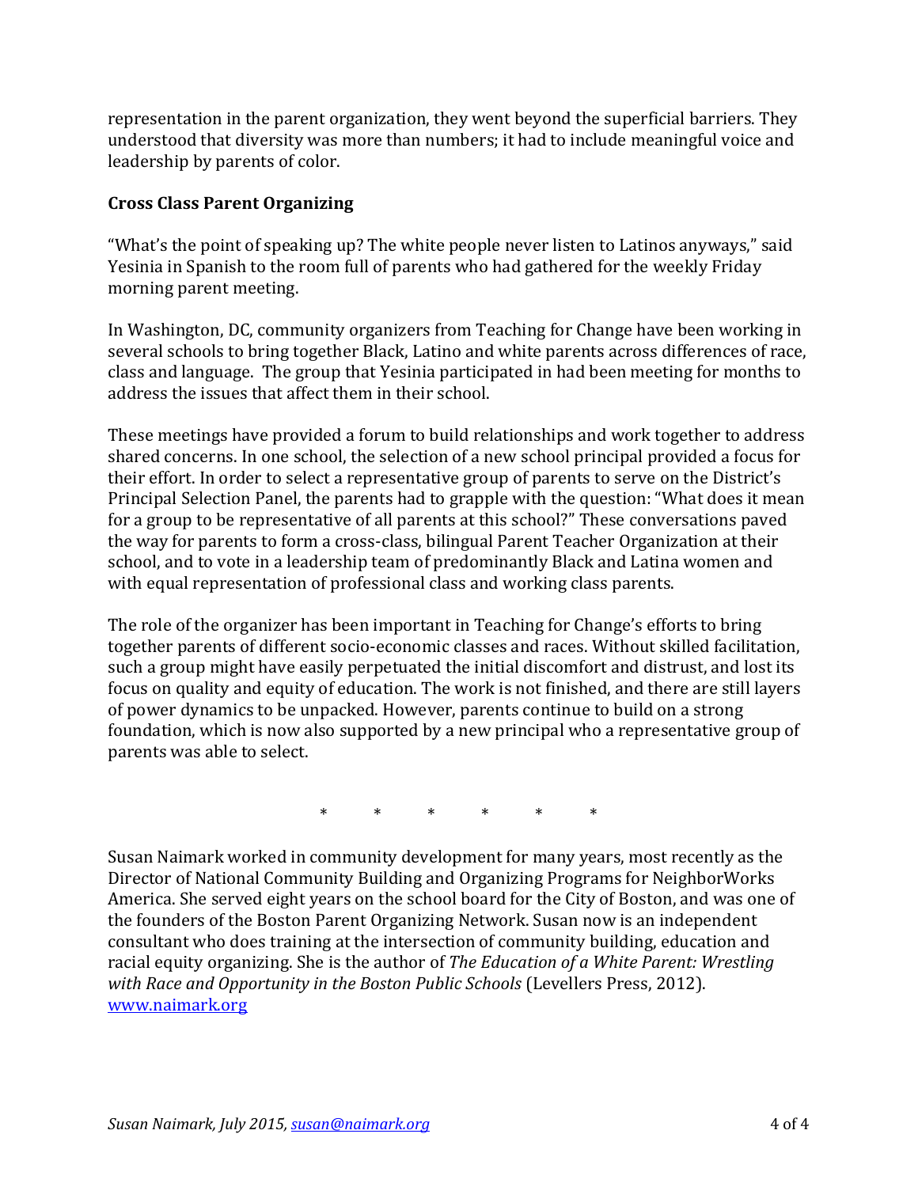representation in the parent organization, they went beyond the superficial barriers. They understood that diversity was more than numbers; it had to include meaningful voice and leadership by parents of color.

### Cross Class Parent Organizing

"What's the point of speaking up? The white people never listen to Latinos anyways," said Yesinia in Spanish to the room full of parents who had gathered for the weekly Friday morning parent meeting.

In Washington, DC, community organizers from Teaching for Change have been working in several schools to bring together Black, Latino and white parents across differences of race, class and language. The group that Yesinia participated in had been meeting for months to address the issues that affect them in their school.

These meetings have provided a forum to build relationships and work together to address shared concerns. In one school, the selection of a new school principal provided a focus for their effort. In order to select a representative group of parents to serve on the District's Principal Selection Panel, the parents had to grapple with the question: "What does it mean for a group to be representative of all parents at this school?" These conversations paved the way for parents to form a cross-class, bilingual Parent Teacher Organization at their school, and to vote in a leadership team of predominantly Black and Latina women and with equal representation of professional class and working class parents.

The role of the organizer has been important in Teaching for Change's efforts to bring together parents of different socio-economic classes and races. Without skilled facilitation, such a group might have easily perpetuated the initial discomfort and distrust, and lost its focus on quality and equity of education. The work is not finished, and there are still layers of power dynamics to be unpacked. However, parents continue to build on a strong foundation, which is now also supported by a new principal who a representative group of parents was able to select.

\* \* \* \* \* \*

Susan Naimark worked in community development for many years, most recently as the Director of National Community Building and Organizing Programs for NeighborWorks America. She served eight years on the school board for the City of Boston, and was one of the founders of the Boston Parent Organizing Network. Susan now is an independent consultant who does training at the intersection of community building, education and racial equity organizing. She is the author of *The Education of a White Parent: Wrestling with Race and Opportunity in the Boston Public Schools* (Levellers Press, 2012). [www.naimark.org](http://www.naimark.org)